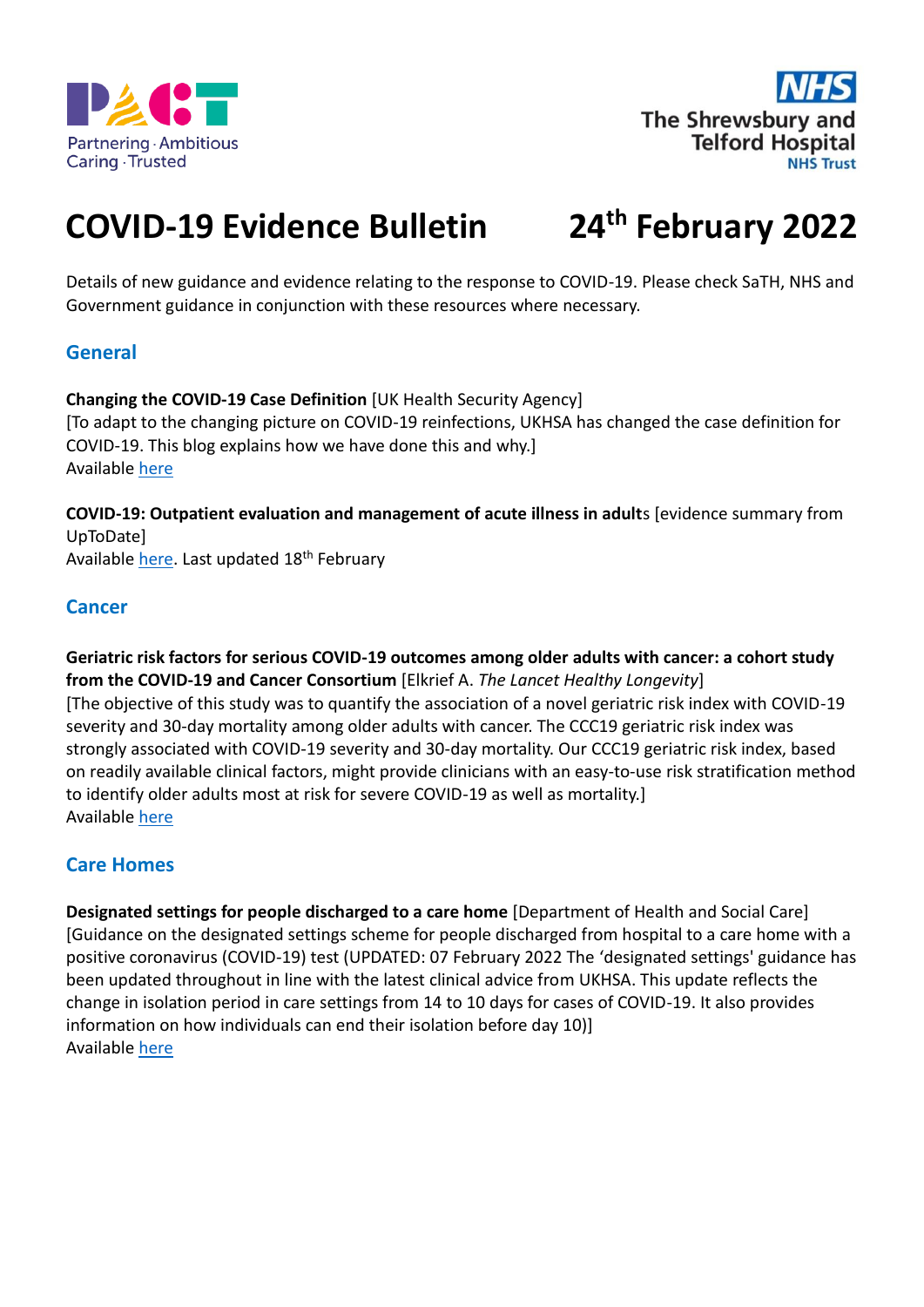Partnering · Ambitious
Caring · Trusted

NHS
The Shrewsbury and Telford Hospital
NHS Trust

# COVID-19 Evidence Bulletin 24th February 2022

Details of new guidance and evidence relating to the response to COVID-19. Please check SaTH, NHS and Government guidance in conjunction with these resources where necessary.

## General

**Changing the COVID-19 Case Definition** [UK Health Security Agency]
[To adapt to the changing picture on COVID-19 reinfections, UKHSA has changed the case definition for COVID-19. This blog explains how we have done this and why.]
Available here

**COVID-19: Outpatient evaluation and management of acute illness in adult**s [evidence summary from UpToDate]
Available here. Last updated 18th February

## Cancer

**Geriatric risk factors for serious COVID-19 outcomes among older adults with cancer: a cohort study from the COVID-19 and Cancer Consortium** [Elkrief A. *The Lancet Healthy Longevity*]
[The objective of this study was to quantify the association of a novel geriatric risk index with COVID-19 severity and 30-day mortality among older adults with cancer. The CCC19 geriatric risk index was strongly associated with COVID-19 severity and 30-day mortality. Our CCC19 geriatric risk index, based on readily available clinical factors, might provide clinicians with an easy-to-use risk stratification method to identify older adults most at risk for severe COVID-19 as well as mortality.]
Available here

## Care Homes

**Designated settings for people discharged to a care home** [Department of Health and Social Care]
[Guidance on the designated settings scheme for people discharged from hospital to a care home with a positive coronavirus (COVID-19) test (UPDATED: 07 February 2022 The 'designated settings' guidance has been updated throughout in line with the latest clinical advice from UKHSA. This update reflects the change in isolation period in care settings from 14 to 10 days for cases of COVID-19. It also provides information on how individuals can end their isolation before day 10)]
Available here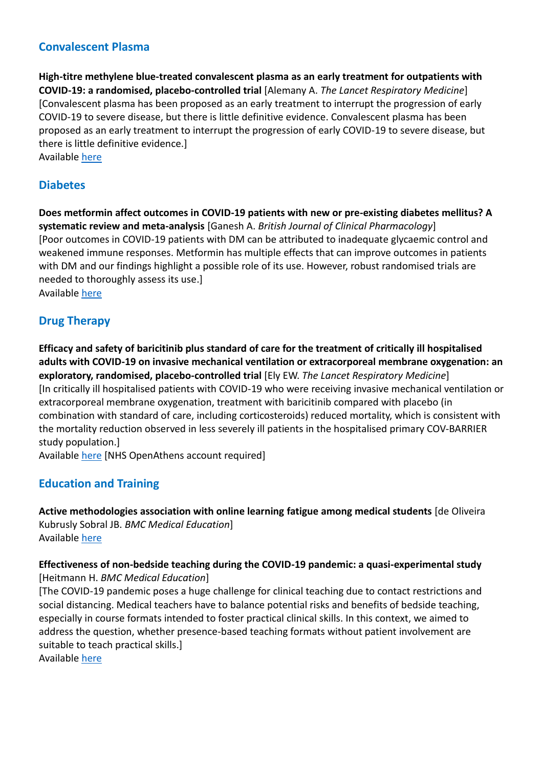## Convalescent Plasma

**High-titre methylene blue-treated convalescent plasma as an early treatment for outpatients with COVID-19: a randomised, placebo-controlled trial** [Alemany A. *The Lancet Respiratory Medicine*]
[Convalescent plasma has been proposed as an early treatment to interrupt the progression of early COVID-19 to severe disease, but there is little definitive evidence. Convalescent plasma has been proposed as an early treatment to interrupt the progression of early COVID-19 to severe disease, but there is little definitive evidence.]
Available here

## Diabetes

**Does metformin affect outcomes in COVID-19 patients with new or pre-existing diabetes mellitus? A systematic review and meta-analysis** [Ganesh A. *British Journal of Clinical Pharmacology*]
[Poor outcomes in COVID-19 patients with DM can be attributed to inadequate glycaemic control and weakened immune responses. Metformin has multiple effects that can improve outcomes in patients with DM and our findings highlight a possible role of its use. However, robust randomised trials are needed to thoroughly assess its use.]
Available here

## Drug Therapy

**Efficacy and safety of baricitinib plus standard of care for the treatment of critically ill hospitalised adults with COVID-19 on invasive mechanical ventilation or extracorporeal membrane oxygenation: an exploratory, randomised, placebo-controlled trial** [Ely EW. *The Lancet Respiratory Medicine*]
[In critically ill hospitalised patients with COVID-19 who were receiving invasive mechanical ventilation or extracorporeal membrane oxygenation, treatment with baricitinib compared with placebo (in combination with standard of care, including corticosteroids) reduced mortality, which is consistent with the mortality reduction observed in less severely ill patients in the hospitalised primary COV-BARRIER study population.]
Available here [NHS OpenAthens account required]

## Education and Training

**Active methodologies association with online learning fatigue among medical students** [de Oliveira Kubrusly Sobral JB. *BMC Medical Education*]
Available here

**Effectiveness of non-bedside teaching during the COVID-19 pandemic: a quasi-experimental study** [Heitmann H. *BMC Medical Education*]
[The COVID-19 pandemic poses a huge challenge for clinical teaching due to contact restrictions and social distancing. Medical teachers have to balance potential risks and benefits of bedside teaching, especially in course formats intended to foster practical clinical skills. In this context, we aimed to address the question, whether presence-based teaching formats without patient involvement are suitable to teach practical skills.]
Available here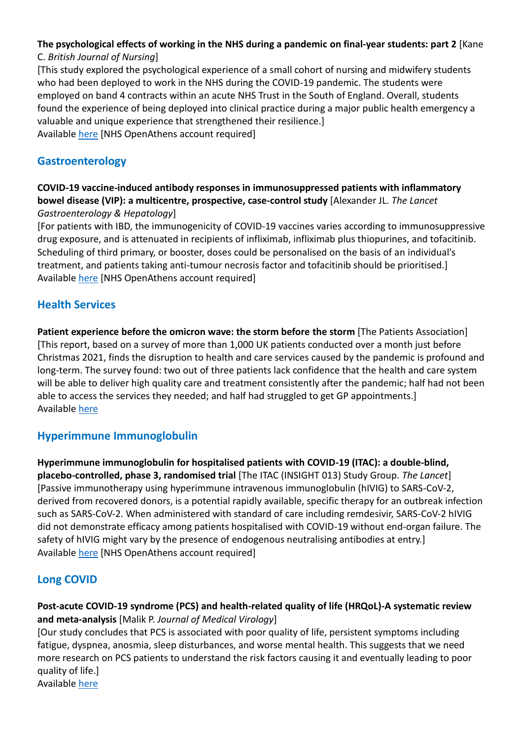**The psychological effects of working in the NHS during a pandemic on final-year students: part 2** [Kane C. *British Journal of Nursing*]
[This study explored the psychological experience of a small cohort of nursing and midwifery students who had been deployed to work in the NHS during the COVID-19 pandemic. The students were employed on band 4 contracts within an acute NHS Trust in the South of England. Overall, students found the experience of being deployed into clinical practice during a major public health emergency a valuable and unique experience that strengthened their resilience.]
Available here [NHS OpenAthens account required]

## Gastroenterology

**COVID-19 vaccine-induced antibody responses in immunosuppressed patients with inflammatory bowel disease (VIP): a multicentre, prospective, case-control study** [Alexander JL. *The Lancet Gastroenterology & Hepatology*]
[For patients with IBD, the immunogenicity of COVID-19 vaccines varies according to immunosuppressive drug exposure, and is attenuated in recipients of infliximab, infliximab plus thiopurines, and tofacitinib. Scheduling of third primary, or booster, doses could be personalised on the basis of an individual's treatment, and patients taking anti-tumour necrosis factor and tofacitinib should be prioritised.]
Available here [NHS OpenAthens account required]

## Health Services

**Patient experience before the omicron wave: the storm before the storm** [The Patients Association]
[This report, based on a survey of more than 1,000 UK patients conducted over a month just before Christmas 2021, finds the disruption to health and care services caused by the pandemic is profound and long-term. The survey found: two out of three patients lack confidence that the health and care system will be able to deliver high quality care and treatment consistently after the pandemic; half had not been able to access the services they needed; and half had struggled to get GP appointments.]
Available here

## Hyperimmune Immunoglobulin

**Hyperimmune immunoglobulin for hospitalised patients with COVID-19 (ITAC): a double-blind, placebo-controlled, phase 3, randomised trial** [The ITAC (INSIGHT 013) Study Group. *The Lancet*]
[Passive immunotherapy using hyperimmune intravenous immunoglobulin (hIVIG) to SARS-CoV-2, derived from recovered donors, is a potential rapidly available, specific therapy for an outbreak infection such as SARS-CoV-2. When administered with standard of care including remdesivir, SARS-CoV-2 hIVIG did not demonstrate efficacy among patients hospitalised with COVID-19 without end-organ failure. The safety of hIVIG might vary by the presence of endogenous neutralising antibodies at entry.]
Available here [NHS OpenAthens account required]

## Long COVID

**Post-acute COVID-19 syndrome (PCS) and health-related quality of life (HRQoL)-A systematic review and meta-analysis** [Malik P. *Journal of Medical Virology*]
[Our study concludes that PCS is associated with poor quality of life, persistent symptoms including fatigue, dyspnea, anosmia, sleep disturbances, and worse mental health. This suggests that we need more research on PCS patients to understand the risk factors causing it and eventually leading to poor quality of life.]
Available here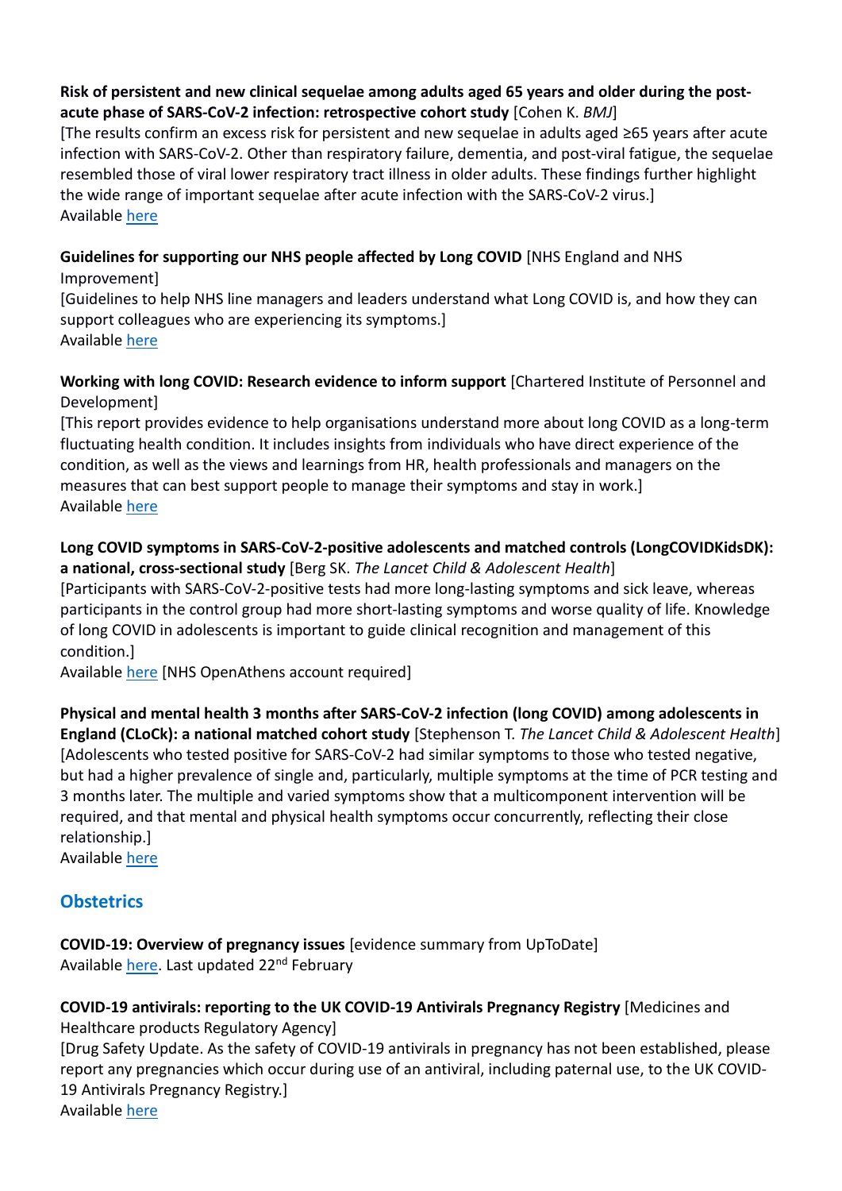**Risk of persistent and new clinical sequelae among adults aged 65 years and older during the post-acute phase of SARS-CoV-2 infection: retrospective cohort study** [Cohen K. *BMJ*]
[The results confirm an excess risk for persistent and new sequelae in adults aged ≥65 years after acute infection with SARS-CoV-2. Other than respiratory failure, dementia, and post-viral fatigue, the sequelae resembled those of viral lower respiratory tract illness in older adults. These findings further highlight the wide range of important sequelae after acute infection with the SARS-CoV-2 virus.]
Available here

**Guidelines for supporting our NHS people affected by Long COVID** [NHS England and NHS Improvement]
[Guidelines to help NHS line managers and leaders understand what Long COVID is, and how they can support colleagues who are experiencing its symptoms.]
Available here

**Working with long COVID: Research evidence to inform support** [Chartered Institute of Personnel and Development]
[This report provides evidence to help organisations understand more about long COVID as a long-term fluctuating health condition. It includes insights from individuals who have direct experience of the condition, as well as the views and learnings from HR, health professionals and managers on the measures that can best support people to manage their symptoms and stay in work.]
Available here

**Long COVID symptoms in SARS-CoV-2-positive adolescents and matched controls (LongCOVIDKidsDK): a national, cross-sectional study** [Berg SK. *The Lancet Child & Adolescent Health*]
[Participants with SARS-CoV-2-positive tests had more long-lasting symptoms and sick leave, whereas participants in the control group had more short-lasting symptoms and worse quality of life. Knowledge of long COVID in adolescents is important to guide clinical recognition and management of this condition.]
Available here [NHS OpenAthens account required]

**Physical and mental health 3 months after SARS-CoV-2 infection (long COVID) among adolescents in England (CLoCk): a national matched cohort study** [Stephenson T. *The Lancet Child & Adolescent Health*]
[Adolescents who tested positive for SARS-CoV-2 had similar symptoms to those who tested negative, but had a higher prevalence of single and, particularly, multiple symptoms at the time of PCR testing and 3 months later. The multiple and varied symptoms show that a multicomponent intervention will be required, and that mental and physical health symptoms occur concurrently, reflecting their close relationship.]
Available here

## Obstetrics

**COVID-19: Overview of pregnancy issues** [evidence summary from UpToDate]
Available here. Last updated 22nd February

**COVID-19 antivirals: reporting to the UK COVID-19 Antivirals Pregnancy Registry** [Medicines and Healthcare products Regulatory Agency]
[Drug Safety Update. As the safety of COVID-19 antivirals in pregnancy has not been established, please report any pregnancies which occur during use of an antiviral, including paternal use, to the UK COVID-19 Antivirals Pregnancy Registry.]
Available here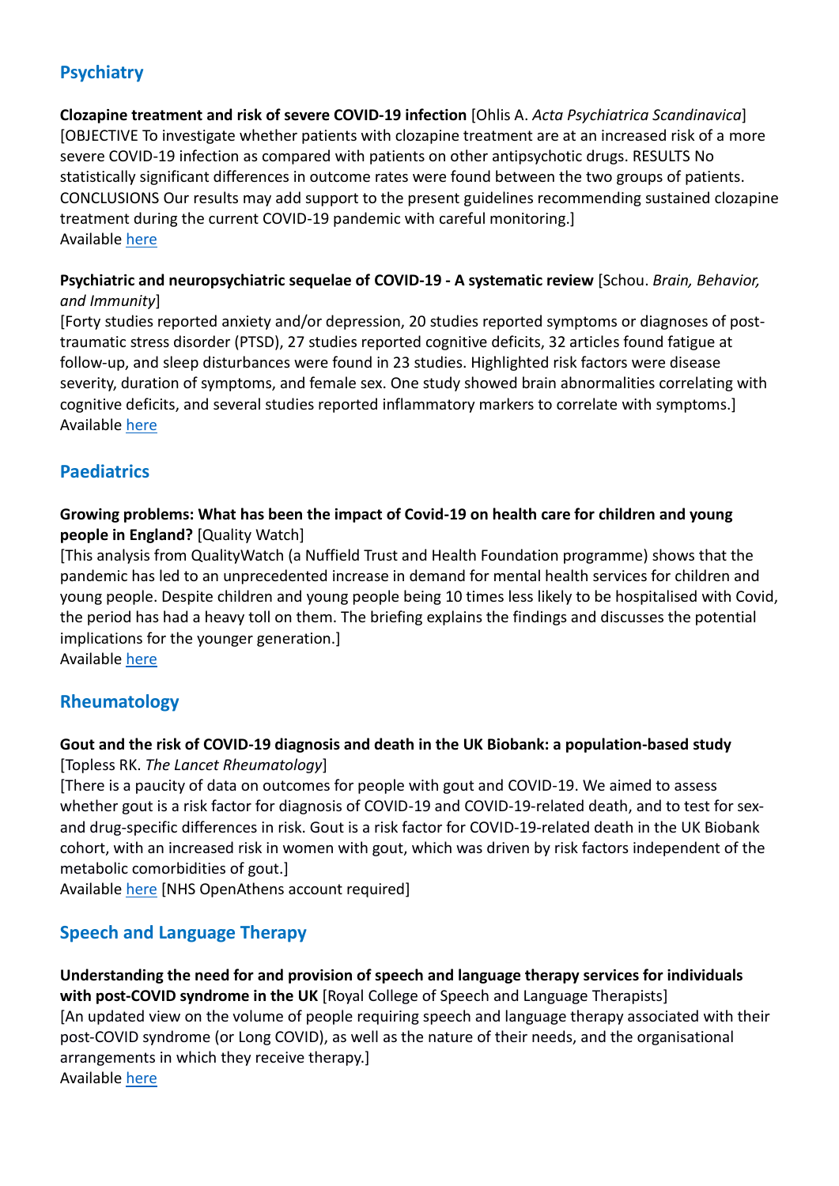## Psychiatry

**Clozapine treatment and risk of severe COVID-19 infection** [Ohlis A. *Acta Psychiatrica Scandinavica*]
[OBJECTIVE To investigate whether patients with clozapine treatment are at an increased risk of a more severe COVID-19 infection as compared with patients on other antipsychotic drugs. RESULTS No statistically significant differences in outcome rates were found between the two groups of patients. CONCLUSIONS Our results may add support to the present guidelines recommending sustained clozapine treatment during the current COVID-19 pandemic with careful monitoring.]
Available here

**Psychiatric and neuropsychiatric sequelae of COVID-19 - A systematic review** [Schou. *Brain, Behavior, and Immunity*]
[Forty studies reported anxiety and/or depression, 20 studies reported symptoms or diagnoses of post-traumatic stress disorder (PTSD), 27 studies reported cognitive deficits, 32 articles found fatigue at follow-up, and sleep disturbances were found in 23 studies. Highlighted risk factors were disease severity, duration of symptoms, and female sex. One study showed brain abnormalities correlating with cognitive deficits, and several studies reported inflammatory markers to correlate with symptoms.]
Available here

## Paediatrics

**Growing problems: What has been the impact of Covid-19 on health care for children and young people in England?** [Quality Watch]
[This analysis from QualityWatch (a Nuffield Trust and Health Foundation programme) shows that the pandemic has led to an unprecedented increase in demand for mental health services for children and young people. Despite children and young people being 10 times less likely to be hospitalised with Covid, the period has had a heavy toll on them. The briefing explains the findings and discusses the potential implications for the younger generation.]
Available here

## Rheumatology

**Gout and the risk of COVID-19 diagnosis and death in the UK Biobank: a population-based study** [Topless RK. *The Lancet Rheumatology*]
[There is a paucity of data on outcomes for people with gout and COVID-19. We aimed to assess whether gout is a risk factor for diagnosis of COVID-19 and COVID-19-related death, and to test for sex- and drug-specific differences in risk. Gout is a risk factor for COVID-19-related death in the UK Biobank cohort, with an increased risk in women with gout, which was driven by risk factors independent of the metabolic comorbidities of gout.]
Available here [NHS OpenAthens account required]

## Speech and Language Therapy

**Understanding the need for and provision of speech and language therapy services for individuals with post-COVID syndrome in the UK** [Royal College of Speech and Language Therapists]
[An updated view on the volume of people requiring speech and language therapy associated with their post-COVID syndrome (or Long COVID), as well as the nature of their needs, and the organisational arrangements in which they receive therapy.]
Available here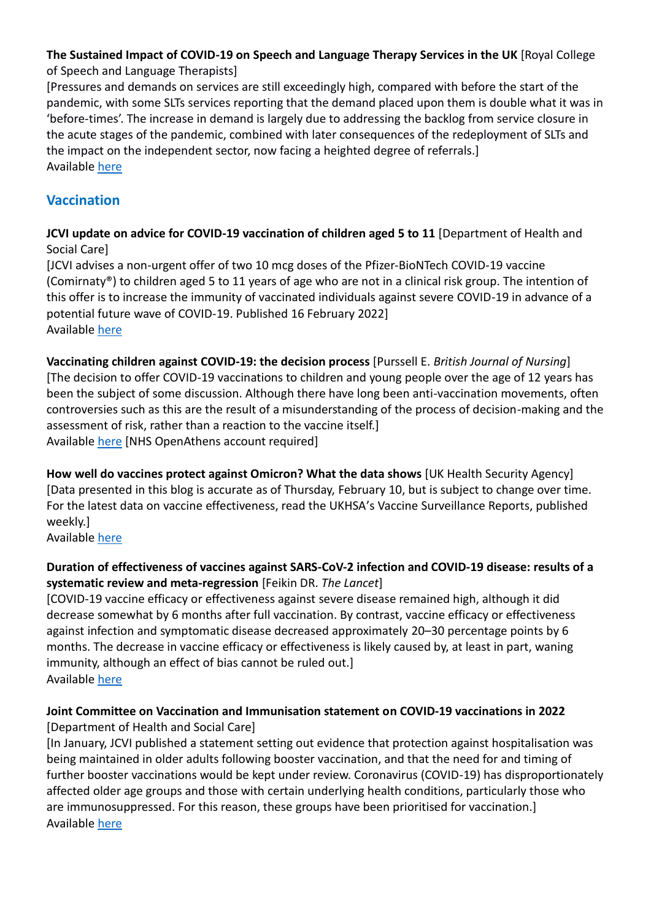**The Sustained Impact of COVID-19 on Speech and Language Therapy Services in the UK** [Royal College of Speech and Language Therapists]
[Pressures and demands on services are still exceedingly high, compared with before the start of the pandemic, with some SLTs services reporting that the demand placed upon them is double what it was in 'before-times'. The increase in demand is largely due to addressing the backlog from service closure in the acute stages of the pandemic, combined with later consequences of the redeployment of SLTs and the impact on the independent sector, now facing a heighted degree of referrals.]
Available here

## Vaccination

**JCVI update on advice for COVID-19 vaccination of children aged 5 to 11** [Department of Health and Social Care]
[JCVI advises a non-urgent offer of two 10 mcg doses of the Pfizer-BioNTech COVID-19 vaccine (Comirnaty®) to children aged 5 to 11 years of age who are not in a clinical risk group. The intention of this offer is to increase the immunity of vaccinated individuals against severe COVID-19 in advance of a potential future wave of COVID-19. Published 16 February 2022]
Available here

**Vaccinating children against COVID-19: the decision process** [Purssell E. *British Journal of Nursing*]
[The decision to offer COVID-19 vaccinations to children and young people over the age of 12 years has been the subject of some discussion. Although there have long been anti-vaccination movements, often controversies such as this are the result of a misunderstanding of the process of decision-making and the assessment of risk, rather than a reaction to the vaccine itself.]
Available here [NHS OpenAthens account required]

**How well do vaccines protect against Omicron? What the data shows** [UK Health Security Agency]
[Data presented in this blog is accurate as of Thursday, February 10, but is subject to change over time. For the latest data on vaccine effectiveness, read the UKHSA's Vaccine Surveillance Reports, published weekly.]
Available here

**Duration of effectiveness of vaccines against SARS-CoV-2 infection and COVID-19 disease: results of a systematic review and meta-regression** [Feikin DR. *The Lancet*]
[COVID-19 vaccine efficacy or effectiveness against severe disease remained high, although it did decrease somewhat by 6 months after full vaccination. By contrast, vaccine efficacy or effectiveness against infection and symptomatic disease decreased approximately 20–30 percentage points by 6 months. The decrease in vaccine efficacy or effectiveness is likely caused by, at least in part, waning immunity, although an effect of bias cannot be ruled out.]
Available here

**Joint Committee on Vaccination and Immunisation statement on COVID-19 vaccinations in 2022** [Department of Health and Social Care]
[In January, JCVI published a statement setting out evidence that protection against hospitalisation was being maintained in older adults following booster vaccination, and that the need for and timing of further booster vaccinations would be kept under review. Coronavirus (COVID-19) has disproportionately affected older age groups and those with certain underlying health conditions, particularly those who are immunosuppressed. For this reason, these groups have been prioritised for vaccination.]
Available here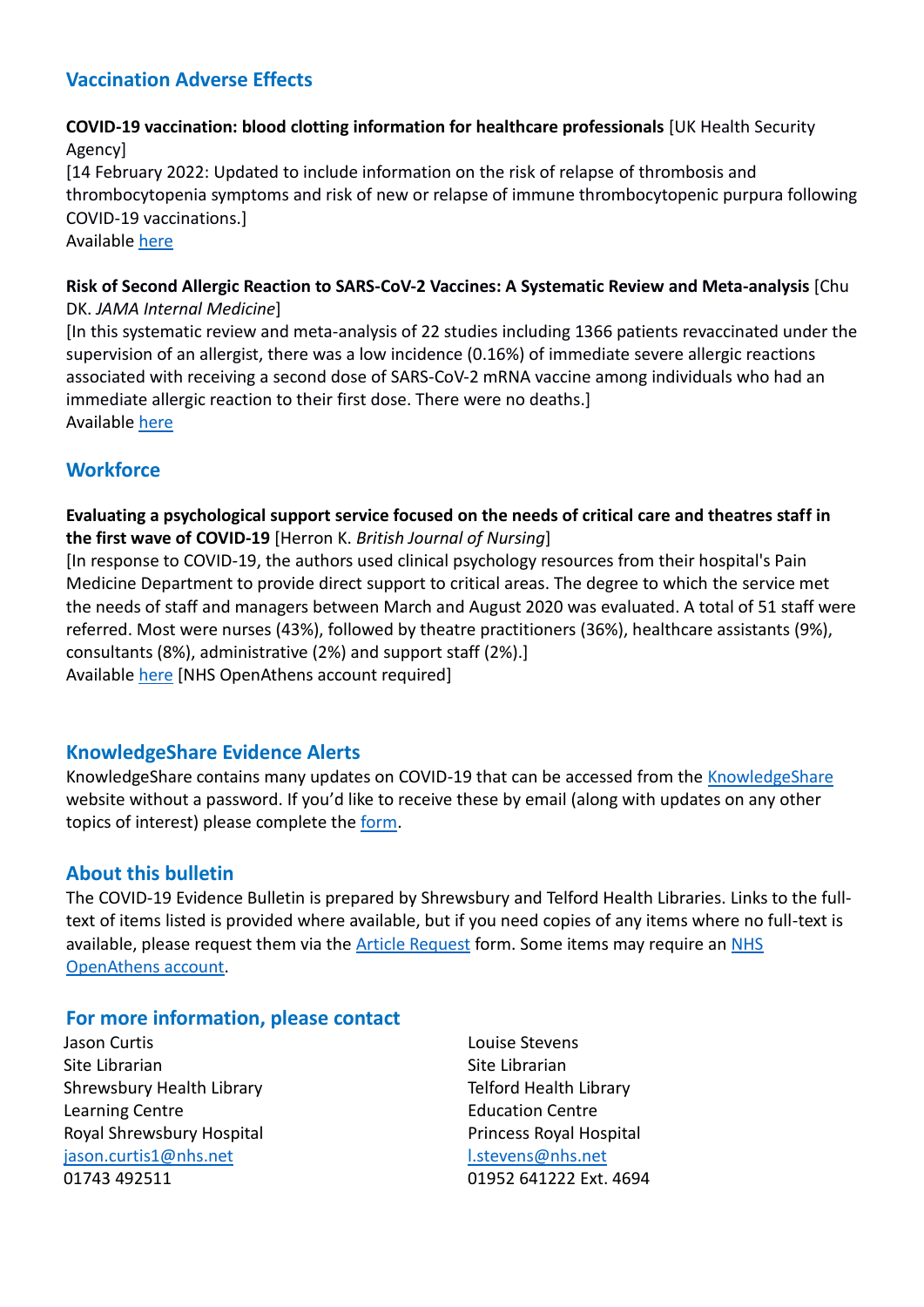## Vaccination Adverse Effects

**COVID-19 vaccination: blood clotting information for healthcare professionals** [UK Health Security Agency]
[14 February 2022: Updated to include information on the risk of relapse of thrombosis and thrombocytopenia symptoms and risk of new or relapse of immune thrombocytopenic purpura following COVID-19 vaccinations.]
Available here

**Risk of Second Allergic Reaction to SARS-CoV-2 Vaccines: A Systematic Review and Meta-analysis** [Chu DK. *JAMA Internal Medicine*]
[In this systematic review and meta-analysis of 22 studies including 1366 patients revaccinated under the supervision of an allergist, there was a low incidence (0.16%) of immediate severe allergic reactions associated with receiving a second dose of SARS-CoV-2 mRNA vaccine among individuals who had an immediate allergic reaction to their first dose. There were no deaths.]
Available here

## Workforce

**Evaluating a psychological support service focused on the needs of critical care and theatres staff in the first wave of COVID-19** [Herron K. *British Journal of Nursing*]
[In response to COVID-19, the authors used clinical psychology resources from their hospital's Pain Medicine Department to provide direct support to critical areas. The degree to which the service met the needs of staff and managers between March and August 2020 was evaluated. A total of 51 staff were referred. Most were nurses (43%), followed by theatre practitioners (36%), healthcare assistants (9%), consultants (8%), administrative (2%) and support staff (2%).]
Available here [NHS OpenAthens account required]

## KnowledgeShare Evidence Alerts

KnowledgeShare contains many updates on COVID-19 that can be accessed from the KnowledgeShare website without a password. If you'd like to receive these by email (along with updates on any other topics of interest) please complete the form.

## About this bulletin

The COVID-19 Evidence Bulletin is prepared by Shrewsbury and Telford Health Libraries. Links to the full-text of items listed is provided where available, but if you need copies of any items where no full-text is available, please request them via the Article Request form. Some items may require an NHS OpenAthens account.

## For more information, please contact

Jason Curtis
Site Librarian
Shrewsbury Health Library
Learning Centre
Royal Shrewsbury Hospital
jason.curtis1@nhs.net
01743 492511

Louise Stevens
Site Librarian
Telford Health Library
Education Centre
Princess Royal Hospital
l.stevens@nhs.net
01952 641222 Ext. 4694